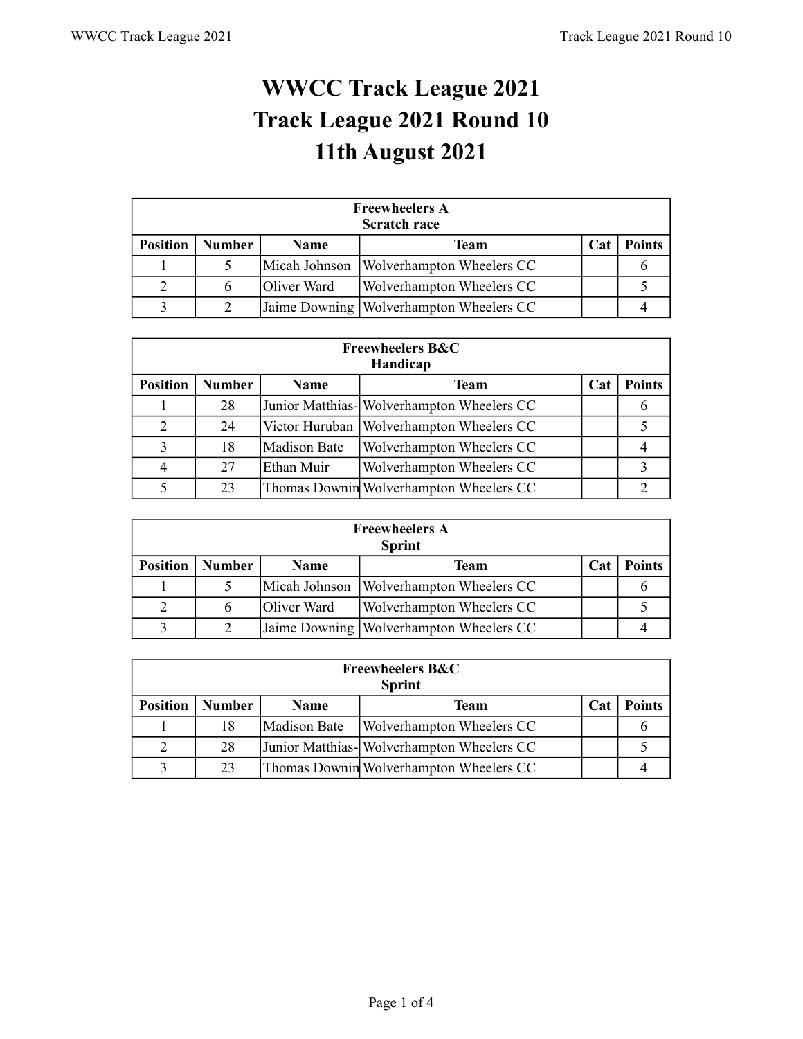# WWCC Track League 2021
# Track League 2021 Round 10
# 11th August 2021

| Freewheelers A Scratch race | | | | | |
|---|---|---|---|---|---|
| **Position** | **Number** | **Name** | **Team** | **Cat** | **Points** |
| 1 | 5 | Micah Johnson | Wolverhampton Wheelers CC | | 6 |
| 2 | 6 | Oliver Ward | Wolverhampton Wheelers CC | | 5 |
| 3 | 2 | Jaime Downing | Wolverhampton Wheelers CC | | 4 |

| Freewheelers B&C Handicap | | | | | |
|---|---|---|---|---|---|
| **Position** | **Number** | **Name** | **Team** | **Cat** | **Points** |
| 1 | 28 | Junior Matthias- | Wolverhampton Wheelers CC | | 6 |
| 2 | 24 | Victor Huruban | Wolverhampton Wheelers CC | | 5 |
| 3 | 18 | Madison Bate | Wolverhampton Wheelers CC | | 4 |
| 4 | 27 | Ethan Muir | Wolverhampton Wheelers CC | | 3 |
| 5 | 23 | Thomas Downin | Wolverhampton Wheelers CC | | 2 |

| Freewheelers A Sprint | | | | | |
|---|---|---|---|---|---|
| **Position** | **Number** | **Name** | **Team** | **Cat** | **Points** |
| 1 | 5 | Micah Johnson | Wolverhampton Wheelers CC | | 6 |
| 2 | 6 | Oliver Ward | Wolverhampton Wheelers CC | | 5 |
| 3 | 2 | Jaime Downing | Wolverhampton Wheelers CC | | 4 |

| Freewheelers B&C Sprint | | | | | |
|---|---|---|---|---|---|
| **Position** | **Number** | **Name** | **Team** | **Cat** | **Points** |
| 1 | 18 | Madison Bate | Wolverhampton Wheelers CC | | 6 |
| 2 | 28 | Junior Matthias- | Wolverhampton Wheelers CC | | 5 |
| 3 | 23 | Thomas Downin | Wolverhampton Wheelers CC | | 4 |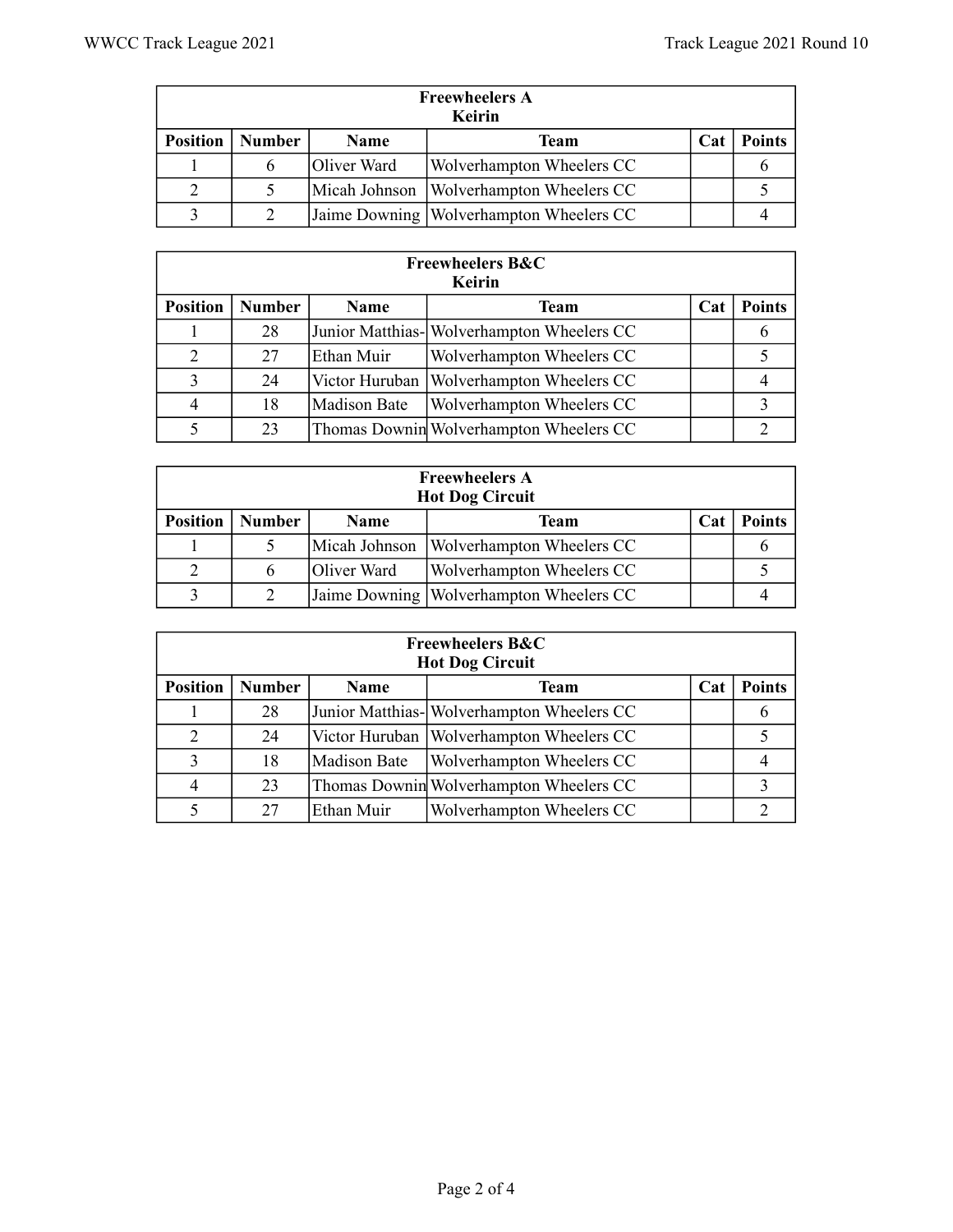| Freewheelers A<br>Keirin | | | | | |
|---|---|---|---|---|---|
| **Position** | **Number** | **Name** | **Team** | **Cat** | **Points** |
| 1 | 6 | Oliver Ward | Wolverhampton Wheelers CC | | 6 |
| 2 | 5 | Micah Johnson | Wolverhampton Wheelers CC | | 5 |
| 3 | 2 | Jaime Downing | Wolverhampton Wheelers CC | | 4 |

| Freewheelers B&C<br>Keirin | | | | | |
|---|---|---|---|---|---|
| **Position** | **Number** | **Name** | **Team** | **Cat** | **Points** |
| 1 | 28 | Junior Matthias- | Wolverhampton Wheelers CC | | 6 |
| 2 | 27 | Ethan Muir | Wolverhampton Wheelers CC | | 5 |
| 3 | 24 | Victor Huruban | Wolverhampton Wheelers CC | | 4 |
| 4 | 18 | Madison Bate | Wolverhampton Wheelers CC | | 3 |
| 5 | 23 | Thomas Downin | Wolverhampton Wheelers CC | | 2 |

| Freewheelers A<br>Hot Dog Circuit | | | | | |
|---|---|---|---|---|---|
| **Position** | **Number** | **Name** | **Team** | **Cat** | **Points** |
| 1 | 5 | Micah Johnson | Wolverhampton Wheelers CC | | 6 |
| 2 | 6 | Oliver Ward | Wolverhampton Wheelers CC | | 5 |
| 3 | 2 | Jaime Downing | Wolverhampton Wheelers CC | | 4 |

| Freewheelers B&C<br>Hot Dog Circuit | | | | | |
|---|---|---|---|---|---|
| **Position** | **Number** | **Name** | **Team** | **Cat** | **Points** |
| 1 | 28 | Junior Matthias- | Wolverhampton Wheelers CC | | 6 |
| 2 | 24 | Victor Huruban | Wolverhampton Wheelers CC | | 5 |
| 3 | 18 | Madison Bate | Wolverhampton Wheelers CC | | 4 |
| 4 | 23 | Thomas Downin | Wolverhampton Wheelers CC | | 3 |
| 5 | 27 | Ethan Muir | Wolverhampton Wheelers CC | | 2 |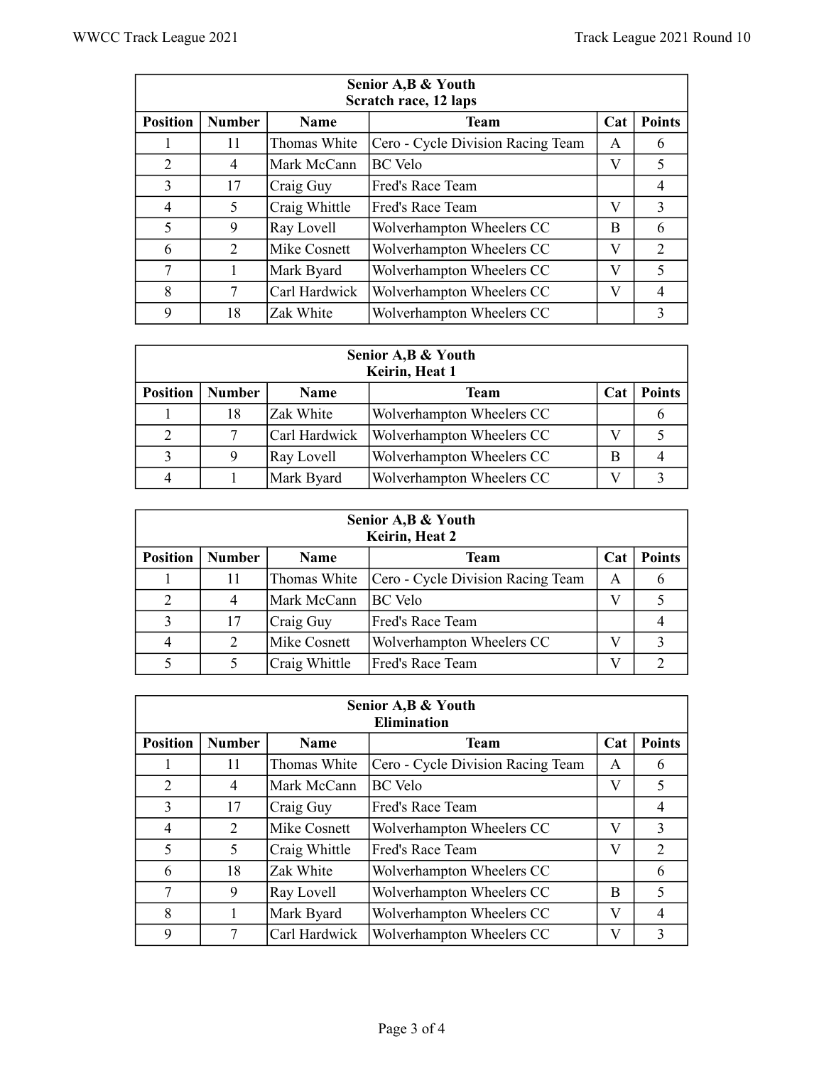| Senior A,B & Youth<br>Scratch race, 12 laps | | | | | |
|---|---|---|---|---|---|
| **Position** | **Number** | **Name** | **Team** | **Cat** | **Points** |
| 1 | 11 | Thomas White | Cero - Cycle Division Racing Team | A | 6 |
| 2 | 4 | Mark McCann | BC Velo | V | 5 |
| 3 | 17 | Craig Guy | Fred's Race Team | | 4 |
| 4 | 5 | Craig Whittle | Fred's Race Team | V | 3 |
| 5 | 9 | Ray Lovell | Wolverhampton Wheelers CC | B | 6 |
| 6 | 2 | Mike Cosnett | Wolverhampton Wheelers CC | V | 2 |
| 7 | 1 | Mark Byard | Wolverhampton Wheelers CC | V | 5 |
| 8 | 7 | Carl Hardwick | Wolverhampton Wheelers CC | V | 4 |
| 9 | 18 | Zak White | Wolverhampton Wheelers CC | | 3 |

| Senior A,B & Youth<br>Keirin, Heat 1 | | | | | |
|---|---|---|---|---|---|
| **Position** | **Number** | **Name** | **Team** | **Cat** | **Points** |
| 1 | 18 | Zak White | Wolverhampton Wheelers CC | | 6 |
| 2 | 7 | Carl Hardwick | Wolverhampton Wheelers CC | V | 5 |
| 3 | 9 | Ray Lovell | Wolverhampton Wheelers CC | B | 4 |
| 4 | 1 | Mark Byard | Wolverhampton Wheelers CC | V | 3 |

| Senior A,B & Youth<br>Keirin, Heat 2 | | | | | |
|---|---|---|---|---|---|
| **Position** | **Number** | **Name** | **Team** | **Cat** | **Points** |
| 1 | 11 | Thomas White | Cero - Cycle Division Racing Team | A | 6 |
| 2 | 4 | Mark McCann | BC Velo | V | 5 |
| 3 | 17 | Craig Guy | Fred's Race Team | | 4 |
| 4 | 2 | Mike Cosnett | Wolverhampton Wheelers CC | V | 3 |
| 5 | 5 | Craig Whittle | Fred's Race Team | V | 2 |

| Senior A,B & Youth<br>Elimination | | | | | |
|---|---|---|---|---|---|
| **Position** | **Number** | **Name** | **Team** | **Cat** | **Points** |
| 1 | 11 | Thomas White | Cero - Cycle Division Racing Team | A | 6 |
| 2 | 4 | Mark McCann | BC Velo | V | 5 |
| 3 | 17 | Craig Guy | Fred's Race Team | | 4 |
| 4 | 2 | Mike Cosnett | Wolverhampton Wheelers CC | V | 3 |
| 5 | 5 | Craig Whittle | Fred's Race Team | V | 2 |
| 6 | 18 | Zak White | Wolverhampton Wheelers CC | | 6 |
| 7 | 9 | Ray Lovell | Wolverhampton Wheelers CC | B | 5 |
| 8 | 1 | Mark Byard | Wolverhampton Wheelers CC | V | 4 |
| 9 | 7 | Carl Hardwick | Wolverhampton Wheelers CC | V | 3 |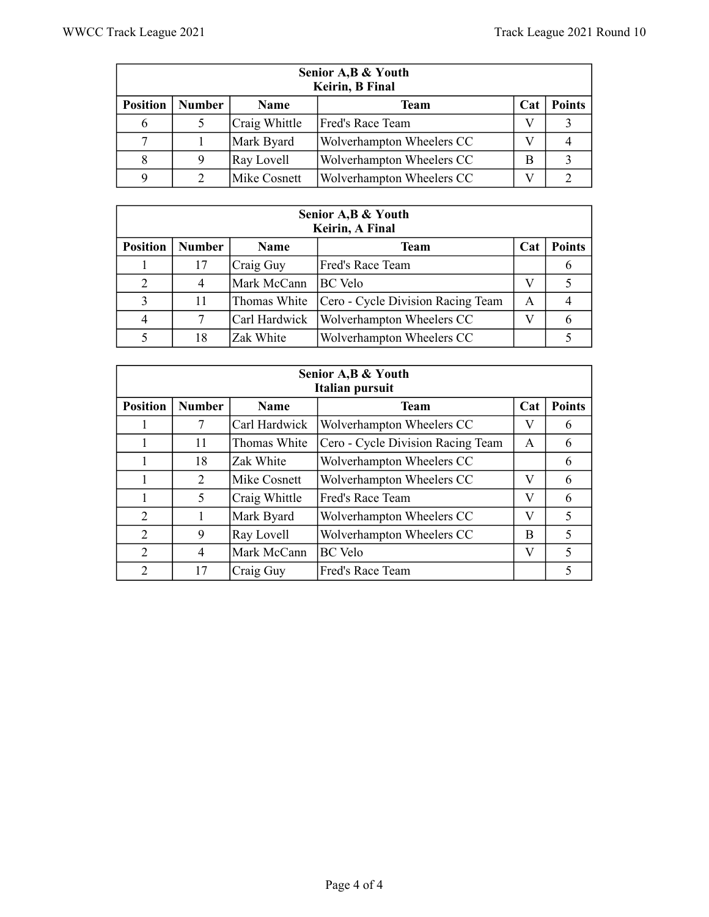| Senior A,B & Youth<br>Keirin, B Final | | | | | |
|---|---|---|---|---|---|
| **Position** | **Number** | **Name** | **Team** | **Cat** | **Points** |
| 6 | 5 | Craig Whittle | Fred's Race Team | V | 3 |
| 7 | 1 | Mark Byard | Wolverhampton Wheelers CC | V | 4 |
| 8 | 9 | Ray Lovell | Wolverhampton Wheelers CC | B | 3 |
| 9 | 2 | Mike Cosnett | Wolverhampton Wheelers CC | V | 2 |

| Senior A,B & Youth<br>Keirin, A Final | | | | | |
|---|---|---|---|---|---|
| **Position** | **Number** | **Name** | **Team** | **Cat** | **Points** |
| 1 | 17 | Craig Guy | Fred's Race Team | | 6 |
| 2 | 4 | Mark McCann | BC Velo | V | 5 |
| 3 | 11 | Thomas White | Cero - Cycle Division Racing Team | A | 4 |
| 4 | 7 | Carl Hardwick | Wolverhampton Wheelers CC | V | 6 |
| 5 | 18 | Zak White | Wolverhampton Wheelers CC | | 5 |

| Senior A,B & Youth<br>Italian pursuit | | | | | |
|---|---|---|---|---|---|
| **Position** | **Number** | **Name** | **Team** | **Cat** | **Points** |
| 1 | 7 | Carl Hardwick | Wolverhampton Wheelers CC | V | 6 |
| 1 | 11 | Thomas White | Cero - Cycle Division Racing Team | A | 6 |
| 1 | 18 | Zak White | Wolverhampton Wheelers CC | | 6 |
| 1 | 2 | Mike Cosnett | Wolverhampton Wheelers CC | V | 6 |
| 1 | 5 | Craig Whittle | Fred's Race Team | V | 6 |
| 2 | 1 | Mark Byard | Wolverhampton Wheelers CC | V | 5 |
| 2 | 9 | Ray Lovell | Wolverhampton Wheelers CC | B | 5 |
| 2 | 4 | Mark McCann | BC Velo | V | 5 |
| 2 | 17 | Craig Guy | Fred's Race Team | | 5 |